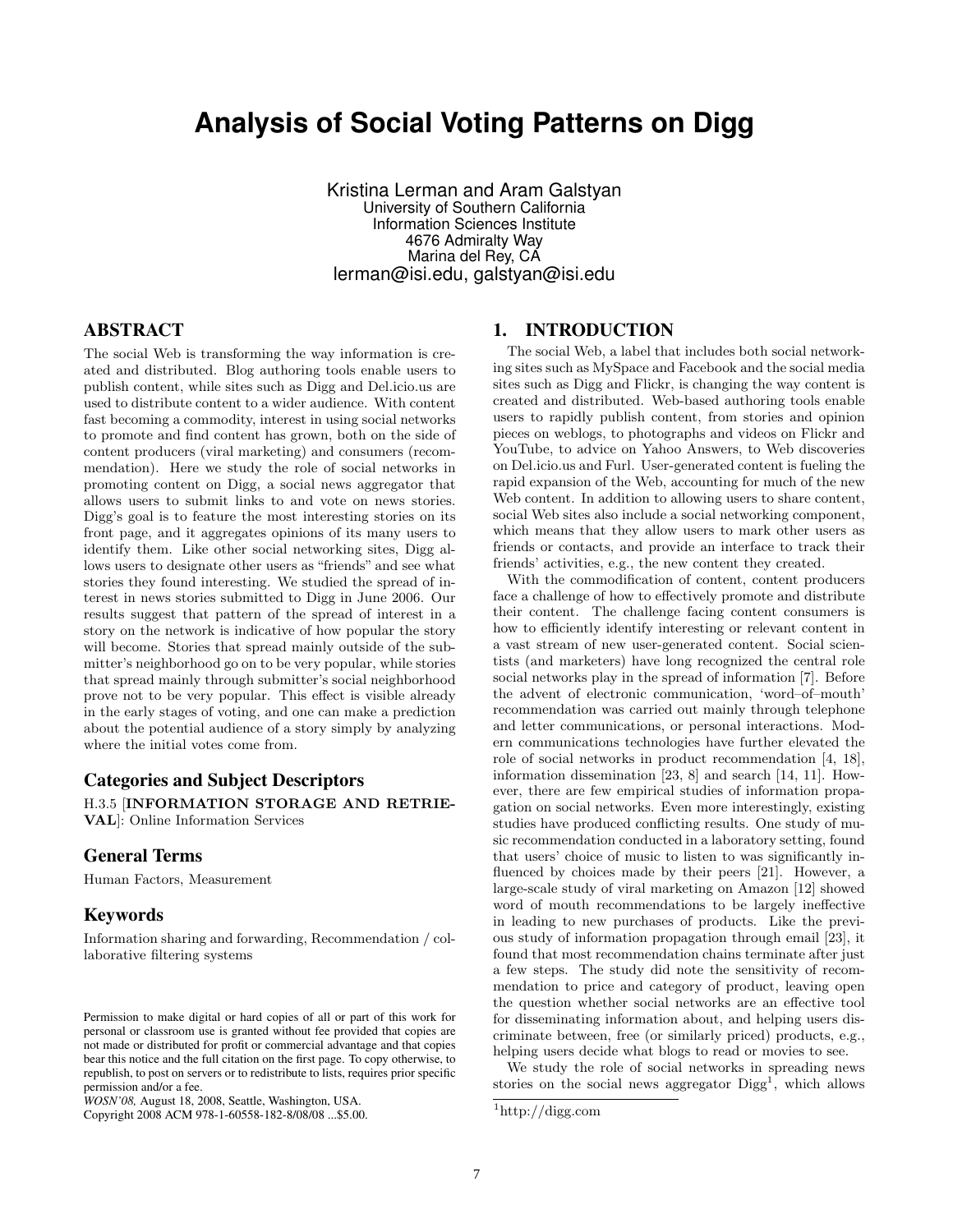# Analysis of Social Voting Patterns on Digg

Kristina Lerman and Aram Galstyan
University of Southern California
Information Sciences Institute
4676 Admiralty Way
Marina del Rey, CA
lerman@isi.edu, galstyan@isi.edu

## ABSTRACT

The social Web is transforming the way information is created and distributed. Blog authoring tools enable users to publish content, while sites such as Digg and Del.icio.us are used to distribute content to a wider audience. With content fast becoming a commodity, interest in using social networks to promote and find content has grown, both on the side of content producers (viral marketing) and consumers (recommendation). Here we study the role of social networks in promoting content on Digg, a social news aggregator that allows users to submit links to and vote on news stories. Digg's goal is to feature the most interesting stories on its front page, and it aggregates opinions of its many users to identify them. Like other social networking sites, Digg allows users to designate other users as "friends" and see what stories they found interesting. We studied the spread of interest in news stories submitted to Digg in June 2006. Our results suggest that pattern of the spread of interest in a story on the network is indicative of how popular the story will become. Stories that spread mainly outside of the submitter's neighborhood go on to be very popular, while stories that spread mainly through submitter's social neighborhood prove not to be very popular. This effect is visible already in the early stages of voting, and one can make a prediction about the potential audience of a story simply by analyzing where the initial votes come from.

### Categories and Subject Descriptors

H.3.5 [**INFORMATION STORAGE AND RETRIEVAL**]: Online Information Services

### General Terms

Human Factors, Measurement

### Keywords

Information sharing and forwarding, Recommendation / collaborative filtering systems

Permission to make digital or hard copies of all or part of this work for personal or classroom use is granted without fee provided that copies are not made or distributed for profit or commercial advantage and that copies bear this notice and the full citation on the first page. To copy otherwise, to republish, to post on servers or to redistribute to lists, requires prior specific permission and/or a fee.
*WOSN'08,* August 18, 2008, Seattle, Washington, USA.
Copyright 2008 ACM 978-1-60558-182-8/08/08 ...$5.00.

## 1. INTRODUCTION

The social Web, a label that includes both social networking sites such as MySpace and Facebook and the social media sites such as Digg and Flickr, is changing the way content is created and distributed. Web-based authoring tools enable users to rapidly publish content, from stories and opinion pieces on weblogs, to photographs and videos on Flickr and YouTube, to advice on Yahoo Answers, to Web discoveries on Del.icio.us and Furl. User-generated content is fueling the rapid expansion of the Web, accounting for much of the new Web content. In addition to allowing users to share content, social Web sites also include a social networking component, which means that they allow users to mark other users as friends or contacts, and provide an interface to track their friends' activities, e.g., the new content they created.

With the commodification of content, content producers face a challenge of how to effectively promote and distribute their content. The challenge facing content consumers is how to efficiently identify interesting or relevant content in a vast stream of new user-generated content. Social scientists (and marketers) have long recognized the central role social networks play in the spread of information [7]. Before the advent of electronic communication, 'word–of–mouth' recommendation was carried out mainly through telephone and letter communications, or personal interactions. Modern communications technologies have further elevated the role of social networks in product recommendation [4, 18], information dissemination [23, 8] and search [14, 11]. However, there are few empirical studies of information propagation on social networks. Even more interestingly, existing studies have produced conflicting results. One study of music recommendation conducted in a laboratory setting, found that users' choice of music to listen to was significantly influenced by choices made by their peers [21]. However, a large-scale study of viral marketing on Amazon [12] showed word of mouth recommendations to be largely ineffective in leading to new purchases of products. Like the previous study of information propagation through email [23], it found that most recommendation chains terminate after just a few steps. The study did note the sensitivity of recommendation to price and category of product, leaving open the question whether social networks are an effective tool for disseminating information about, and helping users discriminate between, free (or similarly priced) products, e.g., helping users decide what blogs to read or movies to see.

We study the role of social networks in spreading news stories on the social news aggregator Digg[1], which allows

[1] http://digg.com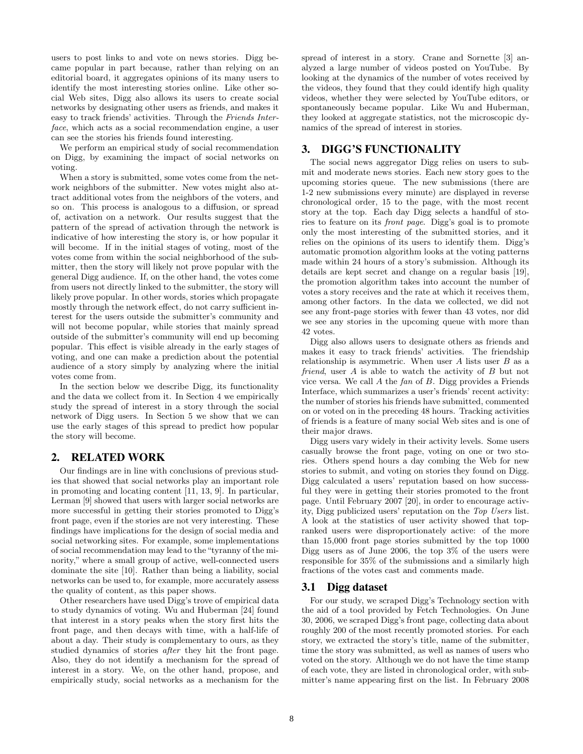users to post links to and vote on news stories. Digg became popular in part because, rather than relying on an editorial board, it aggregates opinions of its many users to identify the most interesting stories online. Like other social Web sites, Digg also allows its users to create social networks by designating other users as friends, and makes it easy to track friends' activities. Through the *Friends Interface*, which acts as a social recommendation engine, a user can see the stories his friends found interesting.

We perform an empirical study of social recommendation on Digg, by examining the impact of social networks on voting.

When a story is submitted, some votes come from the network neighbors of the submitter. New votes might also attract additional votes from the neighbors of the voters, and so on. This process is analogous to a diffusion, or spread of, activation on a network. Our results suggest that the pattern of the spread of activation through the network is indicative of how interesting the story is, or how popular it will become. If in the initial stages of voting, most of the votes come from within the social neighborhood of the submitter, then the story will likely not prove popular with the general Digg audience. If, on the other hand, the votes come from users not directly linked to the submitter, the story will likely prove popular. In other words, stories which propagate mostly through the network effect, do not carry sufficient interest for the users outside the submitter's community and will not become popular, while stories that mainly spread outside of the submitter's community will end up becoming popular. This effect is visible already in the early stages of voting, and one can make a prediction about the potential audience of a story simply by analyzing where the initial votes come from.

In the section below we describe Digg, its functionality and the data we collect from it. In Section 4 we empirically study the spread of interest in a story through the social network of Digg users. In Section 5 we show that we can use the early stages of this spread to predict how popular the story will become.

## 2. RELATED WORK

Our findings are in line with conclusions of previous studies that showed that social networks play an important role in promoting and locating content [11, 13, 9]. In particular, Lerman [9] showed that users with larger social networks are more successful in getting their stories promoted to Digg's front page, even if the stories are not very interesting. These findings have implications for the design of social media and social networking sites. For example, some implementations of social recommendation may lead to the "tyranny of the minority," where a small group of active, well-connected users dominate the site [10]. Rather than being a liability, social networks can be used to, for example, more accurately assess the quality of content, as this paper shows.

Other researchers have used Digg's trove of empirical data to study dynamics of voting. Wu and Huberman [24] found that interest in a story peaks when the story first hits the front page, and then decays with time, with a half-life of about a day. Their study is complementary to ours, as they studied dynamics of stories *after* they hit the front page. Also, they do not identify a mechanism for the spread of interest in a story. We, on the other hand, propose, and empirically study, social networks as a mechanism for the spread of interest in a story. Crane and Sornette [3] analyzed a large number of videos posted on YouTube. By looking at the dynamics of the number of votes received by the videos, they found that they could identify high quality videos, whether they were selected by YouTube editors, or spontaneously became popular. Like Wu and Huberman, they looked at aggregate statistics, not the microscopic dynamics of the spread of interest in stories.

## 3. DIGG'S FUNCTIONALITY

The social news aggregator Digg relies on users to submit and moderate news stories. Each new story goes to the upcoming stories queue. The new submissions (there are 1-2 new submissions every minute) are displayed in reverse chronological order, 15 to the page, with the most recent story at the top. Each day Digg selects a handful of stories to feature on its *front page*. Digg's goal is to promote only the most interesting of the submitted stories, and it relies on the opinions of its users to identify them. Digg's automatic promotion algorithm looks at the voting patterns made within 24 hours of a story's submission. Although its details are kept secret and change on a regular basis [19], the promotion algorithm takes into account the number of votes a story receives and the rate at which it receives them, among other factors. In the data we collected, we did not see any front-page stories with fewer than 43 votes, nor did we see any stories in the upcoming queue with more than 42 votes.

Digg also allows users to designate others as friends and makes it easy to track friends' activities. The friendship relationship is asymmetric. When user $A$ lists user $B$ as a *friend*, user $A$ is able to watch the activity of $B$ but not vice versa. We call $A$ the *fan* of $B$. Digg provides a Friends Interface, which summarizes a user's friends' recent activity: the number of stories his friends have submitted, commented on or voted on in the preceding 48 hours. Tracking activities of friends is a feature of many social Web sites and is one of their major draws.

Digg users vary widely in their activity levels. Some users casually browse the front page, voting on one or two stories. Others spend hours a day combing the Web for new stories to submit, and voting on stories they found on Digg. Digg calculated a users' reputation based on how successful they were in getting their stories promoted to the front page. Until February 2007 [20], in order to encourage activity, Digg publicized users' reputation on the *Top Users* list. A look at the statistics of user activity showed that top-ranked users were disproportionately active: of the more than 15,000 front page stories submitted by the top 1000 Digg users as of June 2006, the top 3% of the users were responsible for 35% of the submissions and a similarly high fractions of the votes cast and comments made.

### 3.1 Digg dataset

For our study, we scraped Digg's Technology section with the aid of a tool provided by Fetch Technologies. On June 30, 2006, we scraped Digg's front page, collecting data about roughly 200 of the most recently promoted stories. For each story, we extracted the story's title, name of the submitter, time the story was submitted, as well as names of users who voted on the story. Although we do not have the time stamp of each vote, they are listed in chronological order, with submitter's name appearing first on the list. In February 2008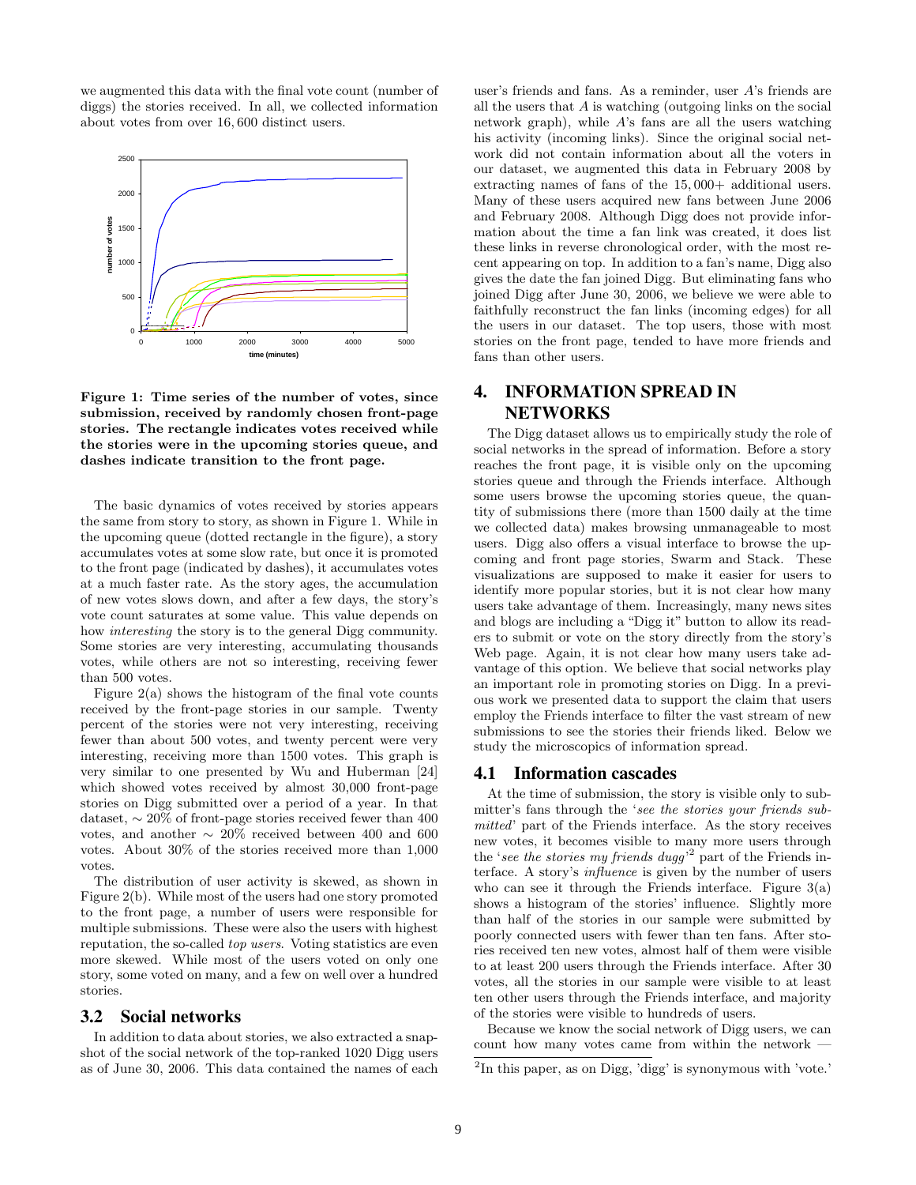we augmented this data with the final vote count (number of diggs) the stories received. In all, we collected information about votes from over 16,600 distinct users.

**Figure 1: Time series of the number of votes, since submission, received by randomly chosen front-page stories. The rectangle indicates votes received while the stories were in the upcoming stories queue, and dashes indicate transition to the front page.**

The basic dynamics of votes received by stories appears the same from story to story, as shown in Figure 1. While in the upcoming queue (dotted rectangle in the figure), a story accumulates votes at some slow rate, but once it is promoted to the front page (indicated by dashes), it accumulates votes at a much faster rate. As the story ages, the accumulation of new votes slows down, and after a few days, the story's vote count saturates at some value. This value depends on how *interesting* the story is to the general Digg community. Some stories are very interesting, accumulating thousands votes, while others are not so interesting, receiving fewer than 500 votes.

Figure 2(a) shows the histogram of the final vote counts received by the front-page stories in our sample. Twenty percent of the stories were not very interesting, receiving fewer than about 500 votes, and twenty percent were very interesting, receiving more than 1500 votes. This graph is very similar to one presented by Wu and Huberman [24] which showed votes received by almost 30,000 front-page stories on Digg submitted over a period of a year. In that dataset, $\sim 20\%$ of front-page stories received fewer than 400 votes, and another $\sim 20\%$ received between 400 and 600 votes. About 30% of the stories received more than 1,000 votes.

The distribution of user activity is skewed, as shown in Figure 2(b). While most of the users had one story promoted to the front page, a number of users were responsible for multiple submissions. These were also the users with highest reputation, the so-called *top users*. Voting statistics are even more skewed. While most of the users voted on only one story, some voted on many, and a few on well over a hundred stories.

### 3.2 Social networks

In addition to data about stories, we also extracted a snapshot of the social network of the top-ranked 1020 Digg users as of June 30, 2006. This data contained the names of each user's friends and fans. As a reminder, user $A$'s friends are all the users that $A$ is watching (outgoing links on the social network graph), while $A$'s fans are all the users watching his activity (incoming links). Since the original social network did not contain information about all the voters in our dataset, we augmented this data in February 2008 by extracting names of fans of the 15,000+ additional users. Many of these users acquired new fans between June 2006 and February 2008. Although Digg does not provide information about the time a fan link was created, it does list these links in reverse chronological order, with the most recent appearing on top. In addition to a fan's name, Digg also gives the date the fan joined Digg. But eliminating fans who joined Digg after June 30, 2006, we believe we were able to faithfully reconstruct the fan links (incoming edges) for all the users in our dataset. The top users, those with most stories on the front page, tended to have more friends and fans than other users.

## 4. INFORMATION SPREAD IN NETWORKS

The Digg dataset allows us to empirically study the role of social networks in the spread of information. Before a story reaches the front page, it is visible only on the upcoming stories queue and through the Friends interface. Although some users browse the upcoming stories queue, the quantity of submissions there (more than 1500 daily at the time we collected data) makes browsing unmanageable to most users. Digg also offers a visual interface to browse the upcoming and front page stories, Swarm and Stack. These visualizations are supposed to make it easier for users to identify more popular stories, but it is not clear how many users take advantage of them. Increasingly, many news sites and blogs are including a "Digg it" button to allow its readers to submit or vote on the story directly from the story's Web page. Again, it is not clear how many users take advantage of this option. We believe that social networks play an important role in promoting stories on Digg. In a previous work we presented data to support the claim that users employ the Friends interface to filter the vast stream of new submissions to see the stories their friends liked. Below we study the microscopics of information spread.

### 4.1 Information cascades

At the time of submission, the story is visible only to submitter's fans through the '*see the stories your friends submitted*' part of the Friends interface. As the story receives new votes, it becomes visible to many more users through the '*see the stories my friends dugg*'[2] part of the Friends interface. A story's *influence* is given by the number of users who can see it through the Friends interface. Figure 3(a) shows a histogram of the stories' influence. Slightly more than half of the stories in our sample were submitted by poorly connected users with fewer than ten fans. After stories received ten new votes, almost half of them were visible to at least 200 users through the Friends interface. After 30 votes, all the stories in our sample were visible to at least ten other users through the Friends interface, and majority of the stories were visible to hundreds of users.

Because we know the social network of Digg users, we can count how many votes came from within the network —

[2] In this paper, as on Digg, 'digg' is synonymous with 'vote.'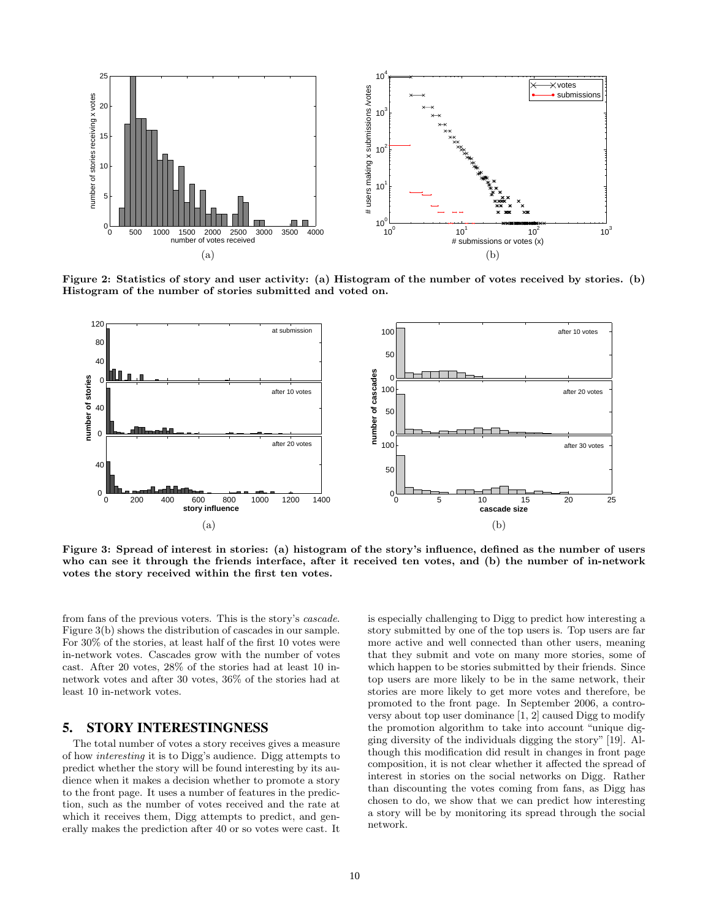Figure 2: Statistics of story and user activity: (a) Histogram of the number of votes received by stories. (b) Histogram of the number of stories submitted and voted on.

Figure 3: Spread of interest in stories: (a) histogram of the story's influence, defined as the number of users who can see it through the friends interface, after it received ten votes, and (b) the number of in-network votes the story received within the first ten votes.

from fans of the previous voters. This is the story's *cascade*. Figure 3(b) shows the distribution of cascades in our sample. For 30% of the stories, at least half of the first 10 votes were in-network votes. Cascades grow with the number of votes cast. After 20 votes, 28% of the stories had at least 10 in-network votes and after 30 votes, 36% of the stories had at least 10 in-network votes.

## 5. STORY INTERESTINGNESS

The total number of votes a story receives gives a measure of how *interesting* it is to Digg's audience. Digg attempts to predict whether the story will be found interesting by its audience when it makes a decision whether to promote a story to the front page. It uses a number of features in the prediction, such as the number of votes received and the rate at which it receives them, Digg attempts to predict, and generally makes the prediction after 40 or so votes were cast. It is especially challenging to Digg to predict how interesting a story submitted by one of the top users is. Top users are far more active and well connected than other users, meaning that they submit and vote on many more stories, some of which happen to be stories submitted by their friends. Since top users are more likely to be in the same network, their stories are more likely to get more votes and therefore, be promoted to the front page. In September 2006, a controversy about top user dominance [1, 2] caused Digg to modify the promotion algorithm to take into account "unique digging diversity of the individuals digging the story" [19]. Although this modification did result in changes in front page composition, it is not clear whether it affected the spread of interest in stories on the social networks on Digg. Rather than discounting the votes coming from fans, as Digg has chosen to do, we show that we can predict how interesting a story will be by monitoring its spread through the social network.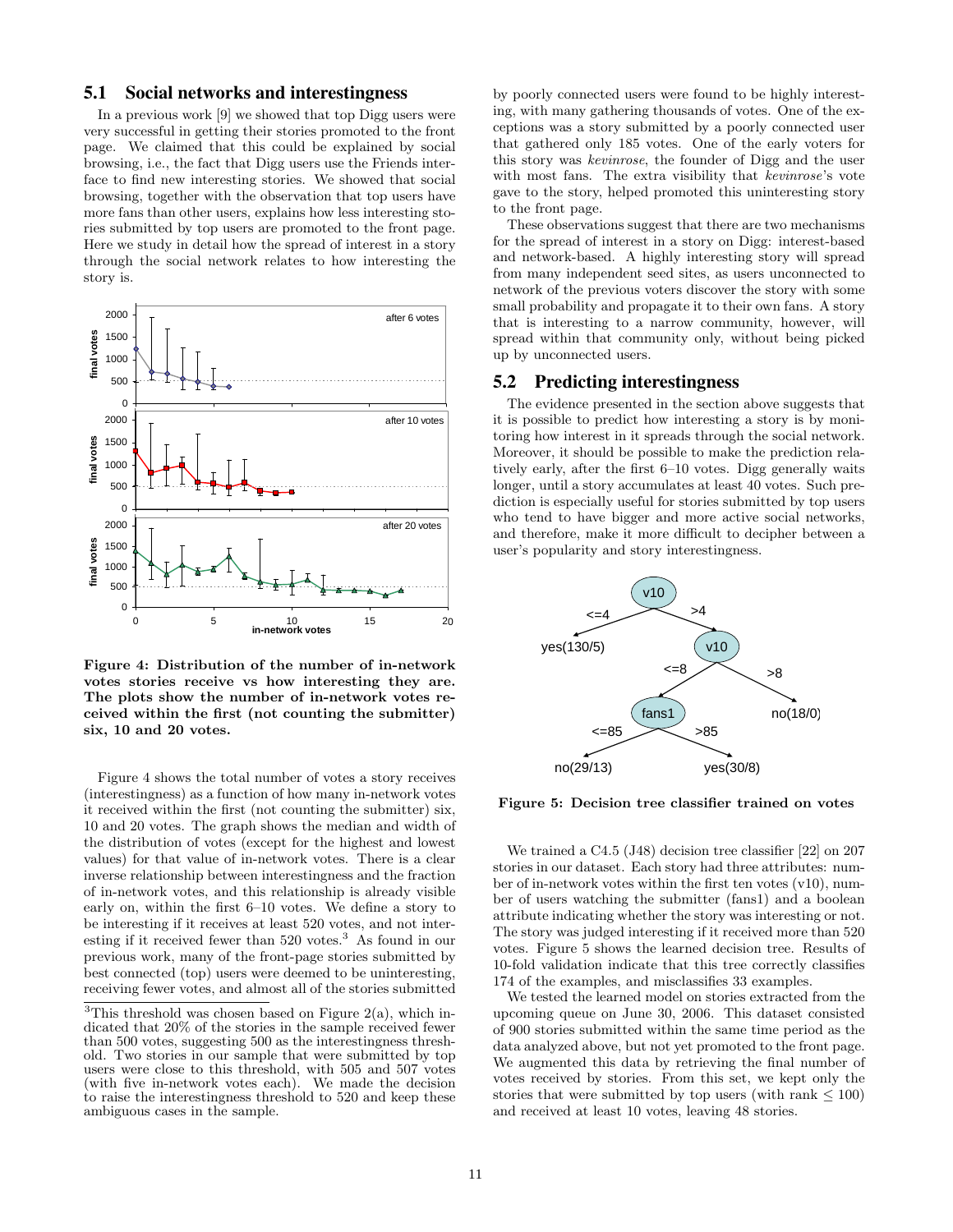## 5.1 Social networks and interestingness

In a previous work [9] we showed that top Digg users were very successful in getting their stories promoted to the front page. We claimed that this could be explained by social browsing, i.e., the fact that Digg users use the Friends interface to find new interesting stories. We showed that social browsing, together with the observation that top users have more fans than other users, explains how less interesting stories submitted by top users are promoted to the front page. Here we study in detail how the spread of interest in a story through the social network relates to how interesting the story is.

**Figure 4: Distribution of the number of in-network votes stories receive vs how interesting they are. The plots show the number of in-network votes received within the first (not counting the submitter) six, 10 and 20 votes.**

Figure 4 shows the total number of votes a story receives (interestingness) as a function of how many in-network votes it received within the first (not counting the submitter) six, 10 and 20 votes. The graph shows the median and width of the distribution of votes (except for the highest and lowest values) for that value of in-network votes. There is a clear inverse relationship between interestingness and the fraction of in-network votes, and this relationship is already visible early on, within the first 6–10 votes. We define a story to be interesting if it receives at least 520 votes, and not interesting if it received fewer than 520 votes.[3] As found in our previous work, many of the front-page stories submitted by best connected (top) users were deemed to be uninteresting, receiving fewer votes, and almost all of the stories submitted by poorly connected users were found to be highly interesting, with many gathering thousands of votes. One of the exceptions was a story submitted by a poorly connected user that gathered only 185 votes. One of the early voters for this story was *kevinrose*, the founder of Digg and the user with most fans. The extra visibility that *kevinrose*'s vote gave to the story, helped promoted this uninteresting story to the front page.

These observations suggest that there are two mechanisms for the spread of interest in a story on Digg: interest-based and network-based. A highly interesting story will spread from many independent seed sites, as users unconnected to network of the previous voters discover the story with some small probability and propagate it to their own fans. A story that is interesting to a narrow community, however, will spread within that community only, without being picked up by unconnected users.

[3] This threshold was chosen based on Figure 2(a), which indicated that 20% of the stories in the sample received fewer than 500 votes, suggesting 500 as the interestingness threshold. Two stories in our sample that were submitted by top users were close to this threshold, with 505 and 507 votes (with five in-network votes each). We made the decision to raise the interestingness threshold to 520 and keep these ambiguous cases in the sample.

## 5.2 Predicting interestingness

The evidence presented in the section above suggests that it is possible to predict how interesting a story is by monitoring how interest in it spreads through the social network. Moreover, it should be possible to make the prediction relatively early, after the first 6–10 votes. Digg generally waits longer, until a story accumulates at least 40 votes. Such prediction is especially useful for stories submitted by top users who tend to have bigger and more active social networks, and therefore, make it more difficult to decipher between a user's popularity and story interestingness.

**Figure 5: Decision tree classifier trained on votes**

We trained a C4.5 (J48) decision tree classifier [22] on 207 stories in our dataset. Each story had three attributes: number of in-network votes within the first ten votes (v10), number of users watching the submitter (fans1) and a boolean attribute indicating whether the story was interesting or not. The story was judged interesting if it received more than 520 votes. Figure 5 shows the learned decision tree. Results of 10-fold validation indicate that this tree correctly classifies 174 of the examples, and misclassifies 33 examples.

We tested the learned model on stories extracted from the upcoming queue on June 30, 2006. This dataset consisted of 900 stories submitted within the same time period as the data analyzed above, but not yet promoted to the front page. We augmented this data by retrieving the final number of votes received by stories. From this set, we kept only the stories that were submitted by top users (with rank $\leq 100$) and received at least 10 votes, leaving 48 stories.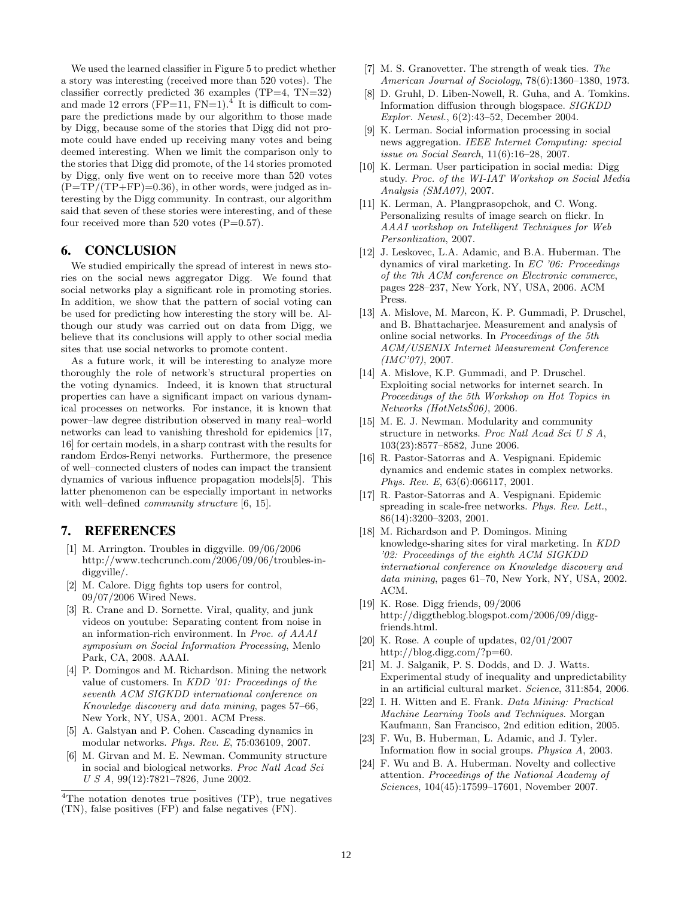We used the learned classifier in Figure 5 to predict whether a story was interesting (received more than 520 votes). The classifier correctly predicted 36 examples (TP=4, TN=32) and made 12 errors (FP=11, FN=1).[4] It is difficult to compare the predictions made by our algorithm to those made by Digg, because some of the stories that Digg did not promote could have ended up receiving many votes and being deemed interesting. When we limit the comparison only to the stories that Digg did promote, of the 14 stories promoted by Digg, only five went on to receive more than 520 votes (P=TP/(TP+FP)=0.36), in other words, were judged as interesting by the Digg community. In contrast, our algorithm said that seven of these stories were interesting, and of these four received more than 520 votes (P=0.57).

[4] The notation denotes true positives (TP), true negatives (TN), false positives (FP) and false negatives (FN).

## 6. CONCLUSION

We studied empirically the spread of interest in news stories on the social news aggregator Digg. We found that social networks play a significant role in promoting stories. In addition, we show that the pattern of social voting can be used for predicting how interesting the story will be. Although our study was carried out on data from Digg, we believe that its conclusions will apply to other social media sites that use social networks to promote content.

As a future work, it will be interesting to analyze more thoroughly the role of network's structural properties on the voting dynamics. Indeed, it is known that structural properties can have a significant impact on various dynamical processes on networks. For instance, it is known that power–law degree distribution observed in many real–world networks can lead to vanishing threshold for epidemics [17, 16] for certain models, in a sharp contrast with the results for random Erdos-Renyi networks. Furthermore, the presence of well–connected clusters of nodes can impact the transient dynamics of various influence propagation models[5]. This latter phenomenon can be especially important in networks with well–defined *community structure* [6, 15].

## 7. REFERENCES

[1] M. Arrington. Troubles in diggville. 09/06/2006 http://www.techcrunch.com/2006/09/06/troubles-in-diggville/.

[2] M. Calore. Digg fights top users for control, 09/07/2006 Wired News.

[3] R. Crane and D. Sornette. Viral, quality, and junk videos on youtube: Separating content from noise in an information-rich environment. In *Proc. of AAAI symposium on Social Information Processing*, Menlo Park, CA, 2008. AAAI.

[4] P. Domingos and M. Richardson. Mining the network value of customers. In *KDD '01: Proceedings of the seventh ACM SIGKDD international conference on Knowledge discovery and data mining*, pages 57–66, New York, NY, USA, 2001. ACM Press.

[5] A. Galstyan and P. Cohen. Cascading dynamics in modular networks. *Phys. Rev. E*, 75:036109, 2007.

[6] M. Girvan and M. E. Newman. Community structure in social and biological networks. *Proc Natl Acad Sci U S A*, 99(12):7821–7826, June 2002.

[7] M. S. Granovetter. The strength of weak ties. *The American Journal of Sociology*, 78(6):1360–1380, 1973.

[8] D. Gruhl, D. Liben-Nowell, R. Guha, and A. Tomkins. Information diffusion through blogspace. *SIGKDD Explor. Newsl.*, 6(2):43–52, December 2004.

[9] K. Lerman. Social information processing in social news aggregation. *IEEE Internet Computing: special issue on Social Search*, 11(6):16–28, 2007.

[10] K. Lerman. User participation in social media: Digg study. *Proc. of the WI-IAT Workshop on Social Media Analysis (SMA07)*, 2007.

[11] K. Lerman, A. Plangprasopchok, and C. Wong. Personalizing results of image search on flickr. In *AAAI workshop on Intelligent Techniques for Web Personlization*, 2007.

[12] J. Leskovec, L.A. Adamic, and B.A. Huberman. The dynamics of viral marketing. In *EC '06: Proceedings of the 7th ACM conference on Electronic commerce*, pages 228–237, New York, NY, USA, 2006. ACM Press.

[13] A. Mislove, M. Marcon, K. P. Gummadi, P. Druschel, and B. Bhattacharjee. Measurement and analysis of online social networks. In *Proceedings of the 5th ACM/USENIX Internet Measurement Conference (IMC'07)*, 2007.

[14] A. Mislove, K.P. Gummadi, and P. Druschel. Exploiting social networks for internet search. In *Proceedings of the 5th Workshop on Hot Topics in Networks (HotNetsŠ06)*, 2006.

[15] M. E. J. Newman. Modularity and community structure in networks. *Proc Natl Acad Sci U S A*, 103(23):8577–8582, June 2006.

[16] R. Pastor-Satorras and A. Vespignani. Epidemic dynamics and endemic states in complex networks. *Phys. Rev. E*, 63(6):066117, 2001.

[17] R. Pastor-Satorras and A. Vespignani. Epidemic spreading in scale-free networks. *Phys. Rev. Lett.*, 86(14):3200–3203, 2001.

[18] M. Richardson and P. Domingos. Mining knowledge-sharing sites for viral marketing. In *KDD '02: Proceedings of the eighth ACM SIGKDD international conference on Knowledge discovery and data mining*, pages 61–70, New York, NY, USA, 2002. ACM.

[19] K. Rose. Digg friends, 09/2006 http://diggtheblog.blogspot.com/2006/09/digg-friends.html.

[20] K. Rose. A couple of updates, 02/01/2007 http://blog.digg.com/?p=60.

[21] M. J. Salganik, P. S. Dodds, and D. J. Watts. Experimental study of inequality and unpredictability in an artificial cultural market. *Science*, 311:854, 2006.

[22] I. H. Witten and E. Frank. *Data Mining: Practical Machine Learning Tools and Techniques*. Morgan Kaufmann, San Francisco, 2nd edition edition, 2005.

[23] F. Wu, B. Huberman, L. Adamic, and J. Tyler. Information flow in social groups. *Physica A*, 2003.

[24] F. Wu and B. A. Huberman. Novelty and collective attention. *Proceedings of the National Academy of Sciences*, 104(45):17599–17601, November 2007.